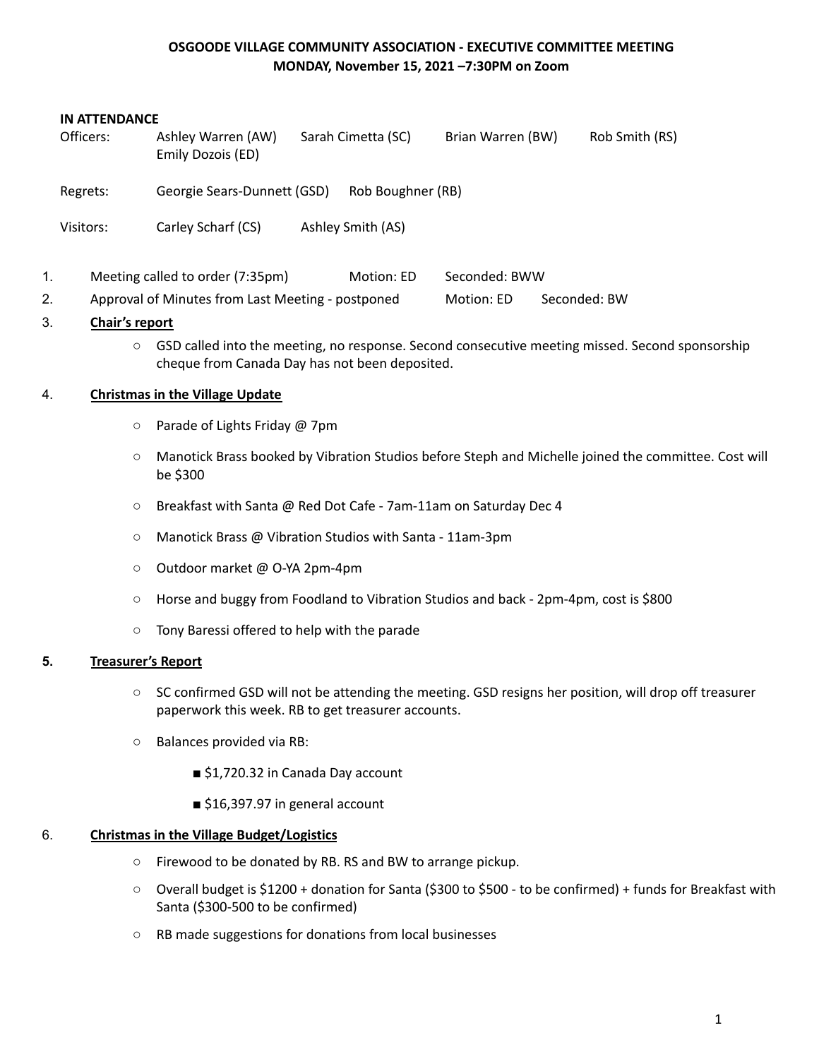**OSGOODE VILLAGE COMMUNITY ASSOCIATION - EXECUTIVE COMMITTEE MEETING**
**MONDAY, November 15, 2021 –7:30PM on Zoom**

**IN ATTENDANCE**

| | | | | |
|---|---|---|---|---|
| Officers: | Ashley Warren (AW) Emily Dozois (ED) | Sarah Cimetta (SC) | Brian Warren (BW) | Rob Smith (RS) |
| Regrets: | Georgie Sears-Dunnett (GSD) | Rob Boughner (RB) | | |
| Visitors: | Carley Scharf (CS) | Ashley Smith (AS) | | |

1. Meeting called to order (7:35pm) Motion: ED Seconded: BWW
2. Approval of Minutes from Last Meeting - postponed Motion: ED Seconded: BW
3. **Chair's report**
   - GSD called into the meeting, no response. Second consecutive meeting missed. Second sponsorship cheque from Canada Day has not been deposited.
4. **Christmas in the Village Update**
   - Parade of Lights Friday @ 7pm
   - Manotick Brass booked by Vibration Studios before Steph and Michelle joined the committee. Cost will be $300
   - Breakfast with Santa @ Red Dot Cafe - 7am-11am on Saturday Dec 4
   - Manotick Brass @ Vibration Studios with Santa - 11am-3pm
   - Outdoor market @ O-YA 2pm-4pm
   - Horse and buggy from Foodland to Vibration Studios and back - 2pm-4pm, cost is $800
   - Tony Baressi offered to help with the parade
5. **Treasurer's Report**
   - SC confirmed GSD will not be attending the meeting. GSD resigns her position, will drop off treasurer paperwork this week. RB to get treasurer accounts.
   - Balances provided via RB:
     - $1,720.32 in Canada Day account
     - $16,397.97 in general account
6. **Christmas in the Village Budget/Logistics**
   - Firewood to be donated by RB. RS and BW to arrange pickup.
   - Overall budget is $1200 + donation for Santa ($300 to $500 - to be confirmed) + funds for Breakfast with Santa ($300-500 to be confirmed)
   - RB made suggestions for donations from local businesses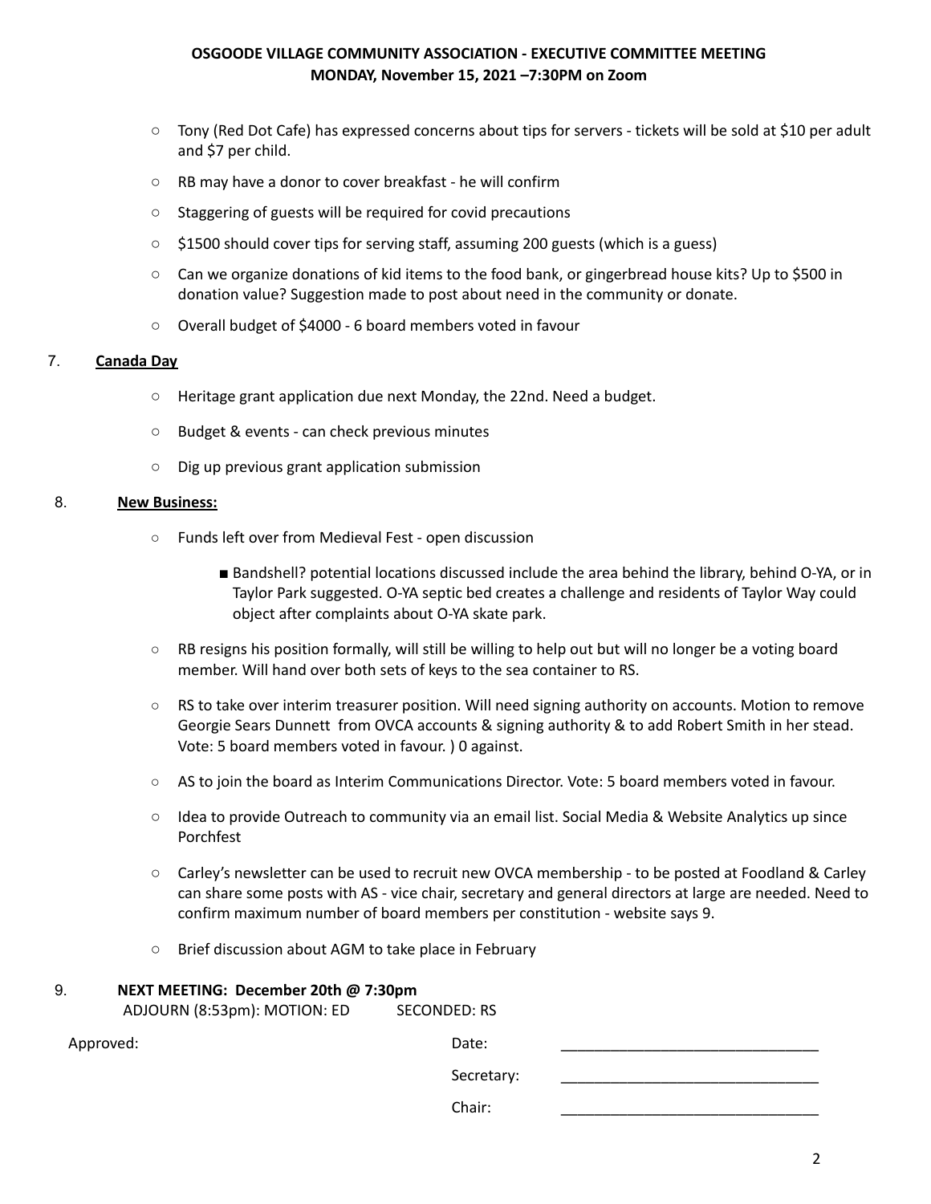**OSGOODE VILLAGE COMMUNITY ASSOCIATION - EXECUTIVE COMMITTEE MEETING**
**MONDAY, November 15, 2021 –7:30PM on Zoom**

- Tony (Red Dot Cafe) has expressed concerns about tips for servers - tickets will be sold at $10 per adult and $7 per child.
- RB may have a donor to cover breakfast - he will confirm
- Staggering of guests will be required for covid precautions
- $1500 should cover tips for serving staff, assuming 200 guests (which is a guess)
- Can we organize donations of kid items to the food bank, or gingerbread house kits? Up to $500 in donation value? Suggestion made to post about need in the community or donate.
- Overall budget of $4000 - 6 board members voted in favour

7. **Canada Day**

- Heritage grant application due next Monday, the 22nd. Need a budget.
- Budget & events - can check previous minutes
- Dig up previous grant application submission

8. **New Business:**

- Funds left over from Medieval Fest - open discussion
  - Bandshell? potential locations discussed include the area behind the library, behind O-YA, or in Taylor Park suggested. O-YA septic bed creates a challenge and residents of Taylor Way could object after complaints about O-YA skate park.
- RB resigns his position formally, will still be willing to help out but will no longer be a voting board member. Will hand over both sets of keys to the sea container to RS.
- RS to take over interim treasurer position. Will need signing authority on accounts. Motion to remove Georgie Sears Dunnett from OVCA accounts & signing authority & to add Robert Smith in her stead. Vote: 5 board members voted in favour. ) 0 against.
- AS to join the board as Interim Communications Director. Vote: 5 board members voted in favour.
- Idea to provide Outreach to community via an email list. Social Media & Website Analytics up since Porchfest
- Carley's newsletter can be used to recruit new OVCA membership - to be posted at Foodland & Carley can share some posts with AS - vice chair, secretary and general directors at large are needed. Need to confirm maximum number of board members per constitution - website says 9.
- Brief discussion about AGM to take place in February

9. **NEXT MEETING: December 20th @ 7:30pm**
ADJOURN (8:53pm): MOTION: ED SECONDED: RS

Approved:

Date: ______________________________

Secretary: ______________________________

Chair: ______________________________